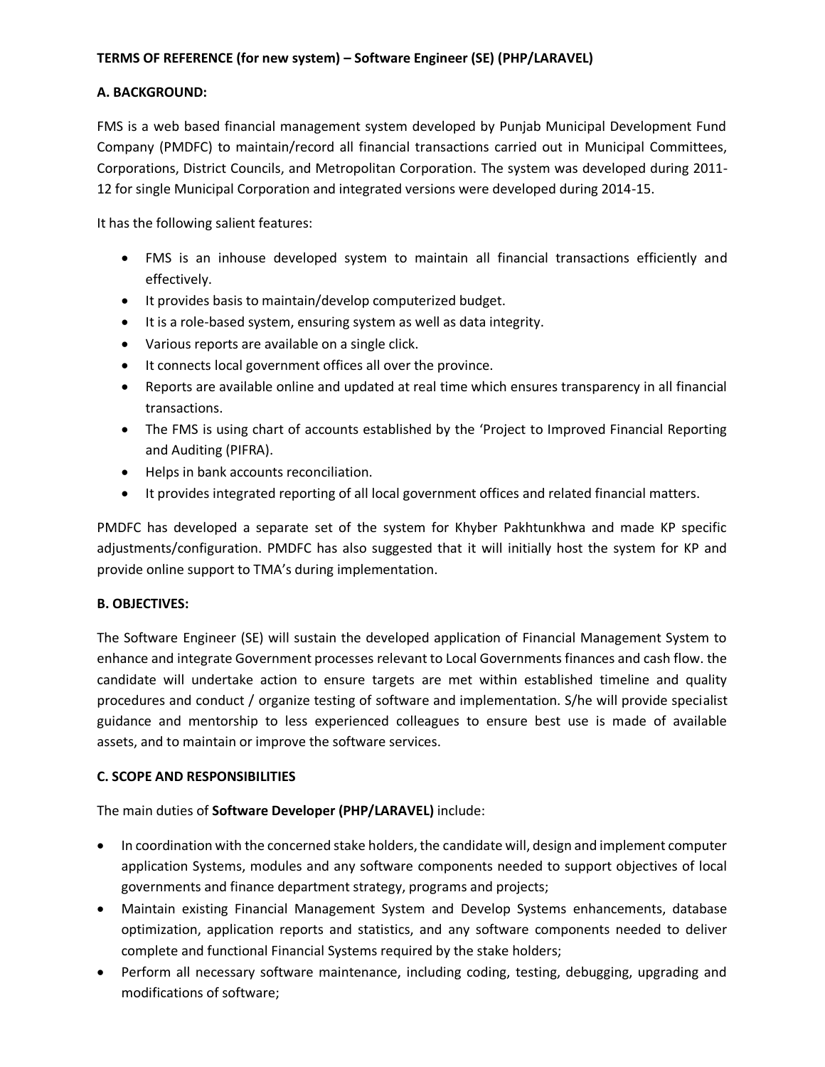**TERMS OF REFERENCE (for new system) – Software Engineer (SE) (PHP/LARAVEL)**

**A. BACKGROUND:**

FMS is a web based financial management system developed by Punjab Municipal Development Fund Company (PMDFC) to maintain/record all financial transactions carried out in Municipal Committees, Corporations, District Councils, and Metropolitan Corporation. The system was developed during 2011-12 for single Municipal Corporation and integrated versions were developed during 2014-15.

It has the following salient features:

- FMS is an inhouse developed system to maintain all financial transactions efficiently and effectively.
- It provides basis to maintain/develop computerized budget.
- It is a role-based system, ensuring system as well as data integrity.
- Various reports are available on a single click.
- It connects local government offices all over the province.
- Reports are available online and updated at real time which ensures transparency in all financial transactions.
- The FMS is using chart of accounts established by the 'Project to Improved Financial Reporting and Auditing (PIFRA).
- Helps in bank accounts reconciliation.
- It provides integrated reporting of all local government offices and related financial matters.

PMDFC has developed a separate set of the system for Khyber Pakhtunkhwa and made KP specific adjustments/configuration. PMDFC has also suggested that it will initially host the system for KP and provide online support to TMA's during implementation.

**B. OBJECTIVES:**

The Software Engineer (SE) will sustain the developed application of Financial Management System to enhance and integrate Government processes relevant to Local Governments finances and cash flow. the candidate will undertake action to ensure targets are met within established timeline and quality procedures and conduct / organize testing of software and implementation. S/he will provide specialist guidance and mentorship to less experienced colleagues to ensure best use is made of available assets, and to maintain or improve the software services.

**C. SCOPE AND RESPONSIBILITIES**

The main duties of **Software Developer (PHP/LARAVEL)** include:

- In coordination with the concerned stake holders, the candidate will, design and implement computer application Systems, modules and any software components needed to support objectives of local governments and finance department strategy, programs and projects;
- Maintain existing Financial Management System and Develop Systems enhancements, database optimization, application reports and statistics, and any software components needed to deliver complete and functional Financial Systems required by the stake holders;
- Perform all necessary software maintenance, including coding, testing, debugging, upgrading and modifications of software;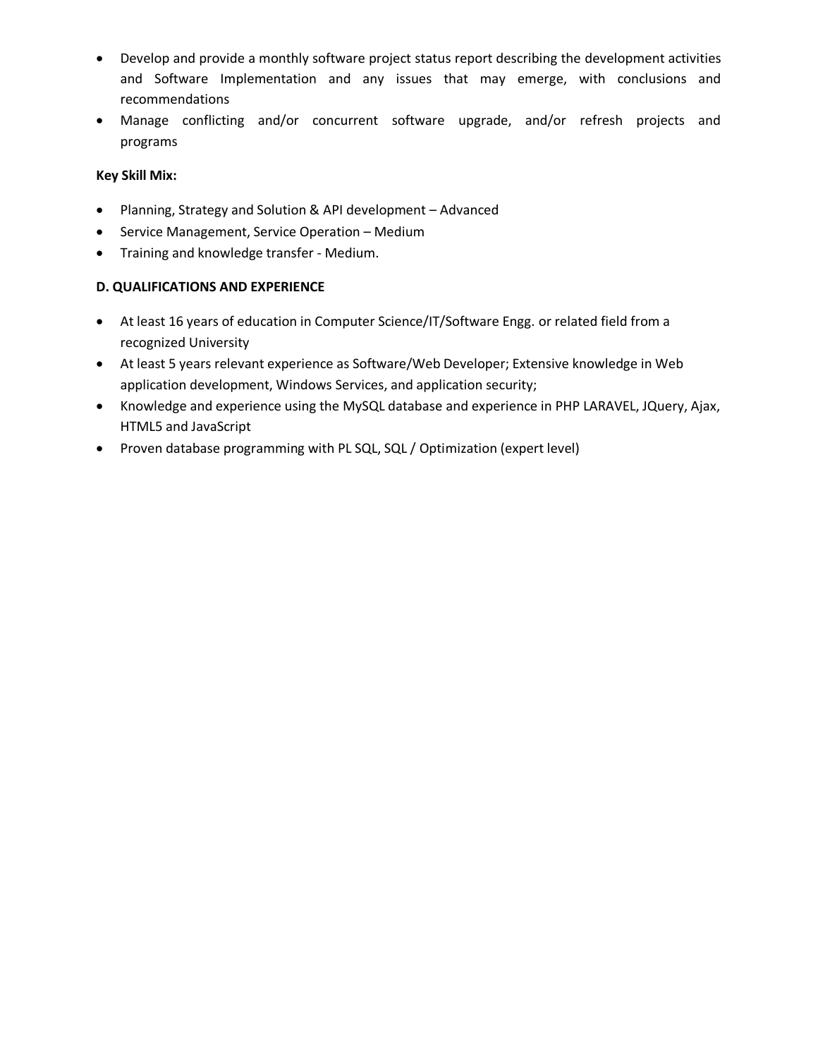- Develop and provide a monthly software project status report describing the development activities and Software Implementation and any issues that may emerge, with conclusions and recommendations
- Manage conflicting and/or concurrent software upgrade, and/or refresh projects and programs

**Key Skill Mix:**

- Planning, Strategy and Solution & API development – Advanced
- Service Management, Service Operation – Medium
- Training and knowledge transfer - Medium.

**D. QUALIFICATIONS AND EXPERIENCE**

- At least 16 years of education in Computer Science/IT/Software Engg. or related field from a recognized University
- At least 5 years relevant experience as Software/Web Developer; Extensive knowledge in Web application development, Windows Services, and application security;
- Knowledge and experience using the MySQL database and experience in PHP LARAVEL, JQuery, Ajax, HTML5 and JavaScript
- Proven database programming with PL SQL, SQL / Optimization (expert level)